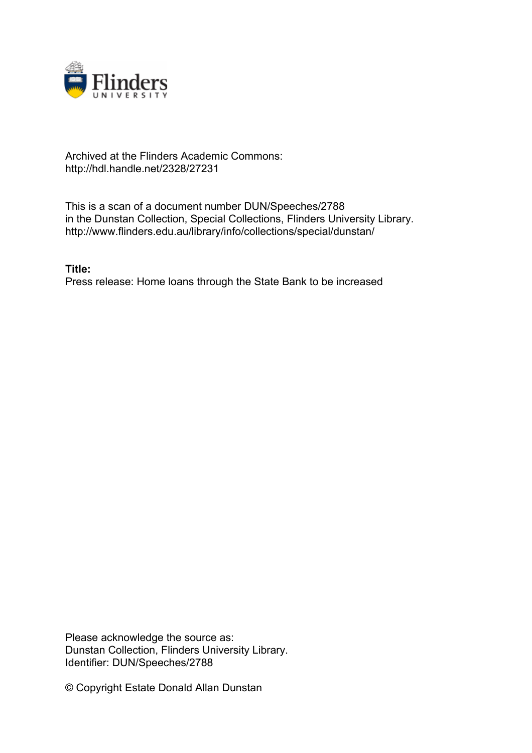Archived at the Flinders Academic Commons:
http://hdl.handle.net/2328/27231

This is a scan of a document number DUN/Speeches/2788
in the Dunstan Collection, Special Collections, Flinders University Library.
http://www.flinders.edu.au/library/info/collections/special/dunstan/

**Title:**
Press release: Home loans through the State Bank to be increased

Please acknowledge the source as:
Dunstan Collection, Flinders University Library.
Identifier: DUN/Speeches/2788

© Copyright Estate Donald Allan Dunstan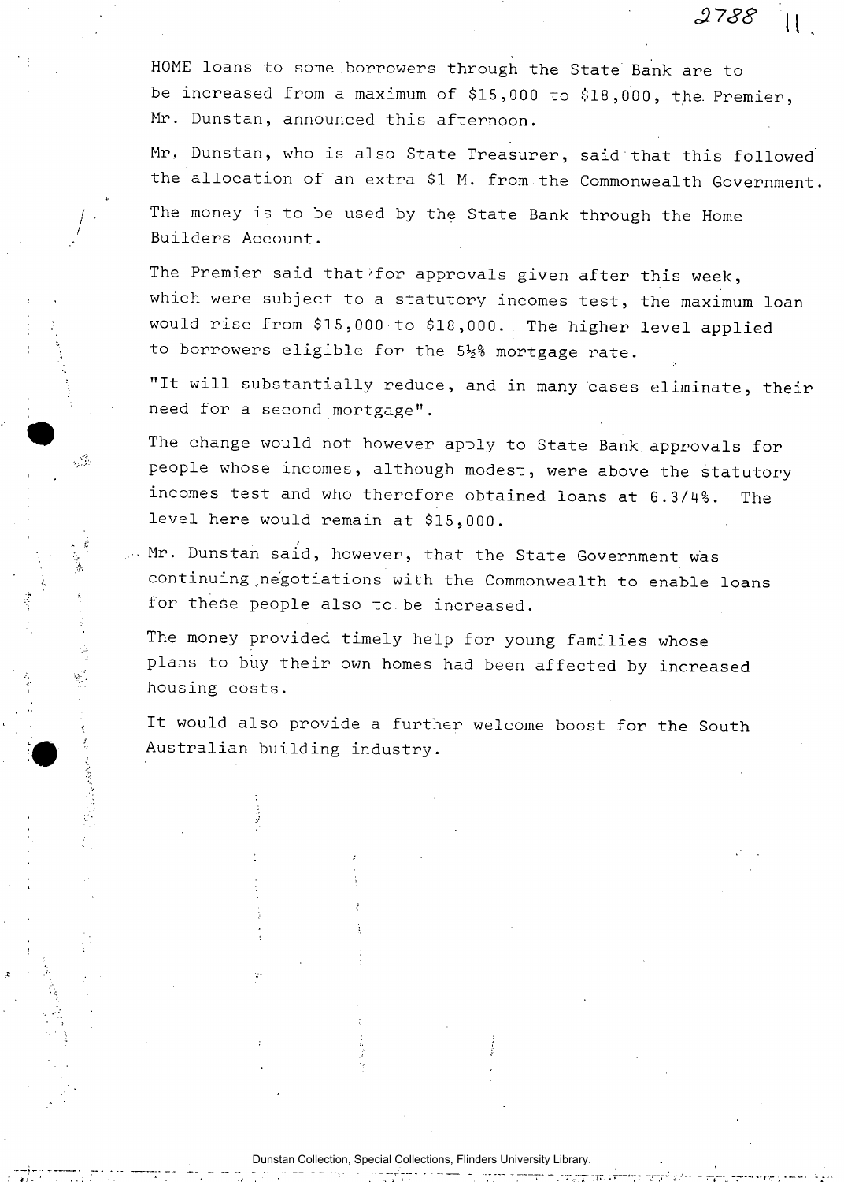HOME loans to some borrowers through the State Bank are to be increased from a maximum of $15,000 to $18,000, the Premier, Mr. Dunstan, announced this afternoon.

Mr. Dunstan, who is also State Treasurer, said that this followed the allocation of an extra $1 M. from the Commonwealth Government.

The money is to be used by the State Bank through the Home Builders Account.

The Premier said that for approvals given after this week, which were subject to a statutory incomes test, the maximum loan would rise from $15,000 to $18,000. The higher level applied to borrowers eligible for the 5½% mortgage rate.

"It will substantially reduce, and in many cases eliminate, their need for a second mortgage".

The change would not however apply to State Bank approvals for people whose incomes, although modest, were above the statutory incomes test and who therefore obtained loans at 6.3/4%. The level here would remain at $15,000.

Mr. Dunstan said, however, that the State Government was continuing negotiations with the Commonwealth to enable loans for these people also to be increased.

The money provided timely help for young families whose plans to buy their own homes had been affected by increased housing costs.

It would also provide a further welcome boost for the South Australian building industry.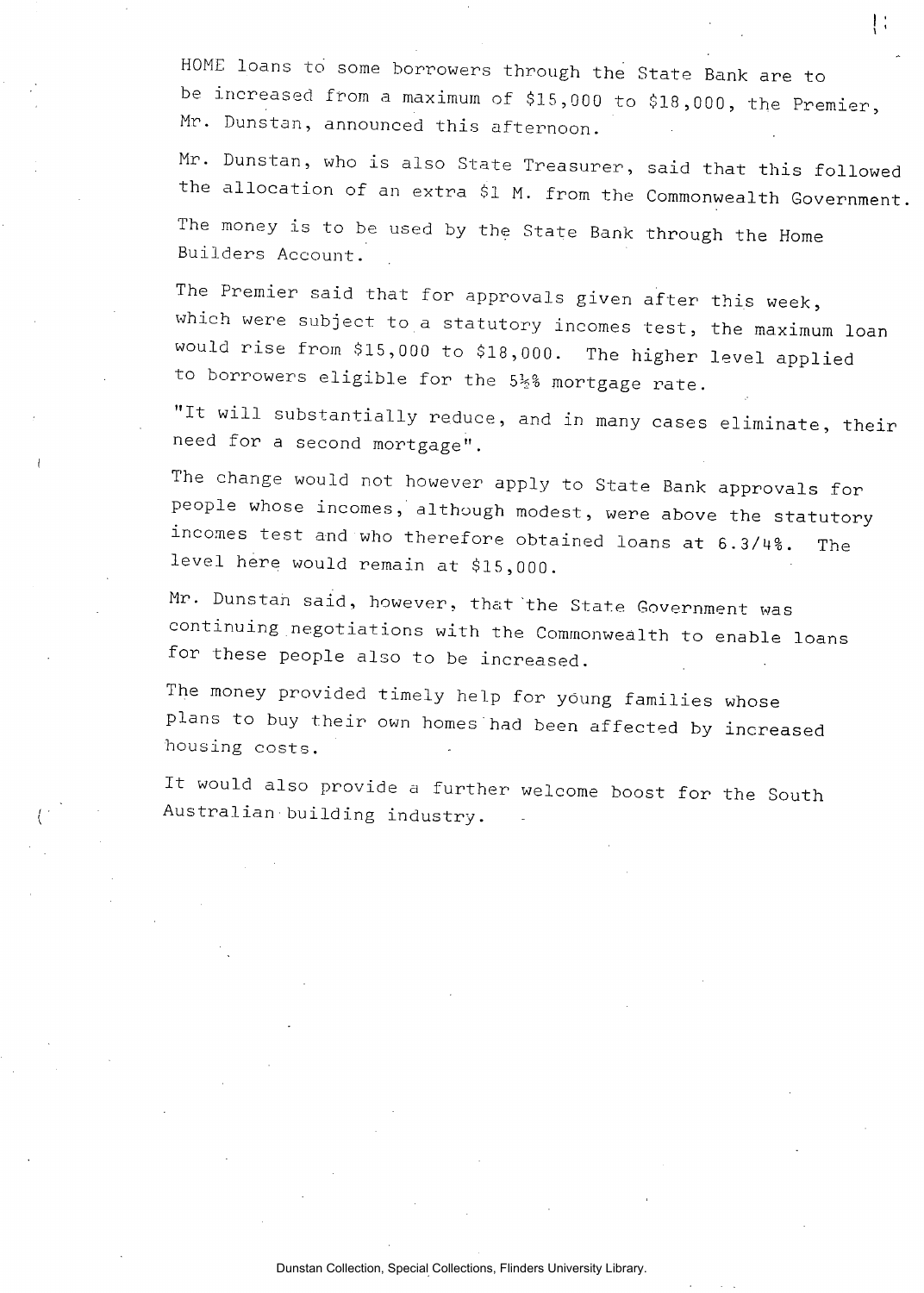HOME loans to some borrowers through the State Bank are to be increased from a maximum of $15,000 to $18,000, the Premier, Mr. Dunstan, announced this afternoon.

Mr. Dunstan, who is also State Treasurer, said that this followed the allocation of an extra $1 M. from the Commonwealth Government.

The money is to be used by the State Bank through the Home Builders Account.

The Premier said that for approvals given after this week, which were subject to a statutory incomes test, the maximum loan would rise from $15,000 to $18,000. The higher level applied to borrowers eligible for the 5½% mortgage rate.

"It will substantially reduce, and in many cases eliminate, their need for a second mortgage".

The change would not however apply to State Bank approvals for people whose incomes, although modest, were above the statutory incomes test and who therefore obtained loans at 6.3/4%. The level here would remain at $15,000.

Mr. Dunstan said, however, that the State Government was continuing negotiations with the Commonwealth to enable loans for these people also to be increased.

The money provided timely help for young families whose plans to buy their own homes had been affected by increased housing costs.

It would also provide a further welcome boost for the South Australian building industry.

Dunstan Collection, Special Collections, Flinders University Library.